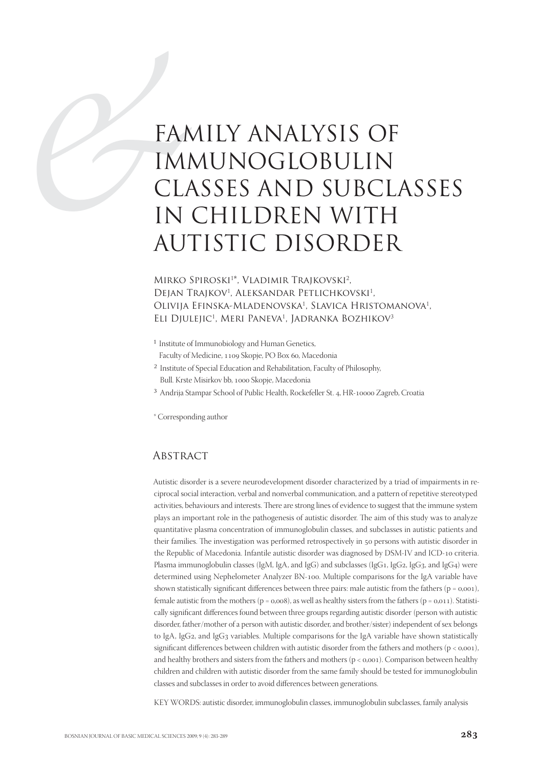# FAMILY ANALYSIS OF IMMUNOGLOBULIN CLASSES AND SUBCLASSES IN CHILDREN WITH AUTISTIC DISORDER

Mirko Spiroski[1]*, Vladimir Trajkovski[2], Dejan Trajkov[1], Aleksandar Petlichkovski[1], Olivija Efinska-Mladenovska[1], Slavica Hristomanova[1], Eli Djulejic[1], Meri Paneva[1], Jadranka Bozhikov[3]

[1] Institute of Immunobiology and Human Genetics, Faculty of Medicine, 1109 Skopje, PO Box 60, Macedonia

[2] Institute of Special Education and Rehabilitation, Faculty of Philosophy, Bull. Krste Misirkov bb, 1000 Skopje, Macedonia

[3] Andrija Stampar School of Public Health, Rockefeller St. 4, HR-10000 Zagreb, Croatia

* Corresponding author

## Abstract

Autistic disorder is a severe neurodevelopment disorder characterized by a triad of impairments in reciprocal social interaction, verbal and nonverbal communication, and a pattern of repetitive stereotyped activities, behaviours and interests. There are strong lines of evidence to suggest that the immune system plays an important role in the pathogenesis of autistic disorder. The aim of this study was to analyze quantitative plasma concentration of immunoglobulin classes, and subclasses in autistic patients and their families. The investigation was performed retrospectively in 50 persons with autistic disorder in the Republic of Macedonia. Infantile autistic disorder was diagnosed by DSM-IV and ICD-10 criteria. Plasma immunoglobulin classes (IgM, IgA, and IgG) and subclasses (IgG1, IgG2, IgG3, and IgG4) were determined using Nephelometer Analyzer BN-100. Multiple comparisons for the IgA variable have shown statistically significant differences between three pairs: male autistic from the fathers ($p = 0{,}001$), female autistic from the mothers ($p = 0{,}008$), as well as healthy sisters from the fathers ($p = 0{,}011$). Statistically significant differences found between three groups regarding autistic disorder (person with autistic disorder, father/mother of a person with autistic disorder, and brother/sister) independent of sex belongs to IgA, IgG2, and IgG3 variables. Multiple comparisons for the IgA variable have shown statistically significant differences between children with autistic disorder from the fathers and mothers ($p < 0{,}001$), and healthy brothers and sisters from the fathers and mothers ($p < 0{,}001$). Comparison between healthy children and children with autistic disorder from the same family should be tested for immunoglobulin classes and subclasses in order to avoid differences between generations.

KEY WORDS: autistic disorder, immunoglobulin classes, immunoglobulin subclasses, family analysis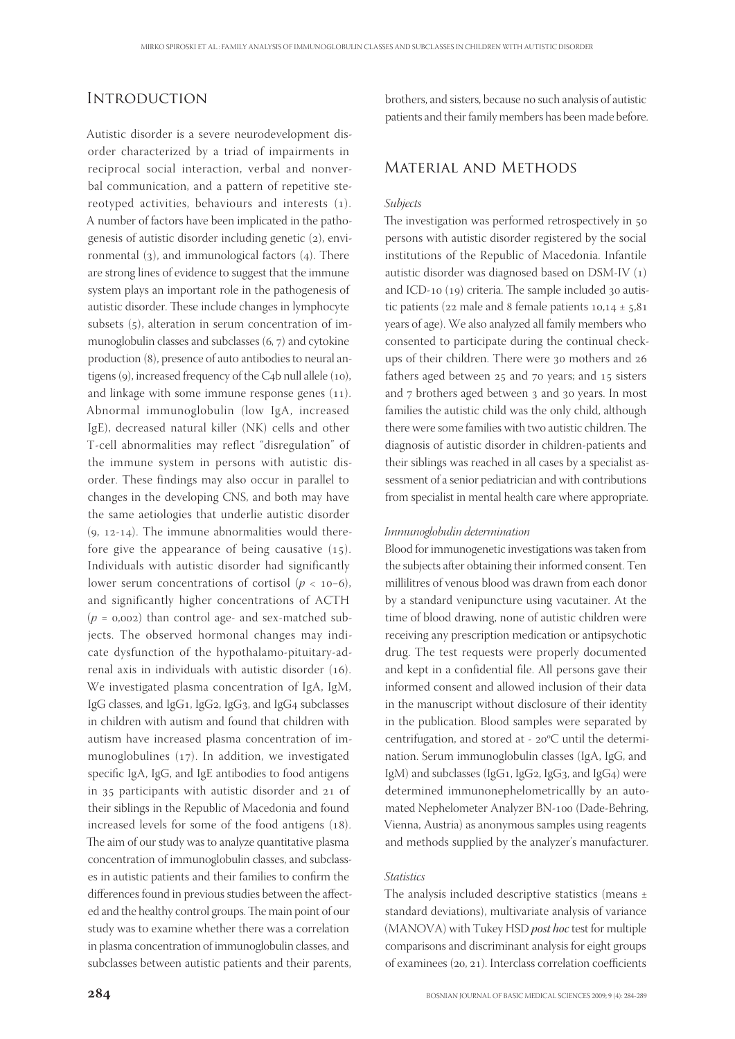## Introduction

Autistic disorder is a severe neurodevelopment disorder characterized by a triad of impairments in reciprocal social interaction, verbal and nonverbal communication, and a pattern of repetitive stereotyped activities, behaviours and interests (1). A number of factors have been implicated in the pathogenesis of autistic disorder including genetic (2), environmental (3), and immunological factors (4). There are strong lines of evidence to suggest that the immune system plays an important role in the pathogenesis of autistic disorder. These include changes in lymphocyte subsets (5), alteration in serum concentration of immunoglobulin classes and subclasses (6, 7) and cytokine production (8), presence of auto antibodies to neural antigens (9), increased frequency of the C4b null allele (10), and linkage with some immune response genes (11). Abnormal immunoglobulin (low IgA, increased IgE), decreased natural killer (NK) cells and other T-cell abnormalities may reflect "disregulation" of the immune system in persons with autistic disorder. These findings may also occur in parallel to changes in the developing CNS, and both may have the same aetiologies that underlie autistic disorder (9, 12-14). The immune abnormalities would therefore give the appearance of being causative (15). Individuals with autistic disorder had significantly lower serum concentrations of cortisol ($p < 10^{-6}$), and significantly higher concentrations of ACTH ($p = 0{,}002$) than control age- and sex-matched subjects. The observed hormonal changes may indicate dysfunction of the hypothalamo-pituitary-adrenal axis in individuals with autistic disorder (16). We investigated plasma concentration of IgA, IgM, IgG classes, and IgG1, IgG2, IgG3, and IgG4 subclasses in children with autism and found that children with autism have increased plasma concentration of immunoglobulines (17). In addition, we investigated specific IgA, IgG, and IgE antibodies to food antigens in 35 participants with autistic disorder and 21 of their siblings in the Republic of Macedonia and found increased levels for some of the food antigens (18). The aim of our study was to analyze quantitative plasma concentration of immunoglobulin classes, and subclasses in autistic patients and their families to confirm the differences found in previous studies between the affected and the healthy control groups. The main point of our study was to examine whether there was a correlation in plasma concentration of immunoglobulin classes, and subclasses between autistic patients and their parents, brothers, and sisters, because no such analysis of autistic patients and their family members has been made before.

## Material and Methods

### *Subjects*

The investigation was performed retrospectively in 50 persons with autistic disorder registered by the social institutions of the Republic of Macedonia. Infantile autistic disorder was diagnosed based on DSM-IV (1) and ICD-10 (19) criteria. The sample included 30 autistic patients (22 male and 8 female patients $10{,}14 \pm 5{,}81$ years of age). We also analyzed all family members who consented to participate during the continual check-ups of their children. There were 30 mothers and 26 fathers aged between 25 and 70 years; and 15 sisters and 7 brothers aged between 3 and 30 years. In most families the autistic child was the only child, although there were some families with two autistic children. The diagnosis of autistic disorder in children-patients and their siblings was reached in all cases by a specialist assessment of a senior pediatrician and with contributions from specialist in mental health care where appropriate.

### *Immunoglobulin determination*

Blood for immunogenetic investigations was taken from the subjects after obtaining their informed consent. Ten millilitres of venous blood was drawn from each donor by a standard venipuncture using vacutainer. At the time of blood drawing, none of autistic children were receiving any prescription medication or antipsychotic drug. The test requests were properly documented and kept in a confidential file. All persons gave their informed consent and allowed inclusion of their data in the manuscript without disclosure of their identity in the publication. Blood samples were separated by centrifugation, and stored at - 20°C until the determination. Serum immunoglobulin classes (IgA, IgG, and IgM) and subclasses (IgG1, IgG2, IgG3, and IgG4) were determined immunonephelometricallly by an automated Nephelometer Analyzer BN-100 (Dade-Behring, Vienna, Austria) as anonymous samples using reagents and methods supplied by the analyzer's manufacturer.

### *Statistics*

The analysis included descriptive statistics (means ± standard deviations), multivariate analysis of variance (MANOVA) with Tukey HSD ***post hoc*** test for multiple comparisons and discriminant analysis for eight groups of examinees (20, 21). Interclass correlation coefficients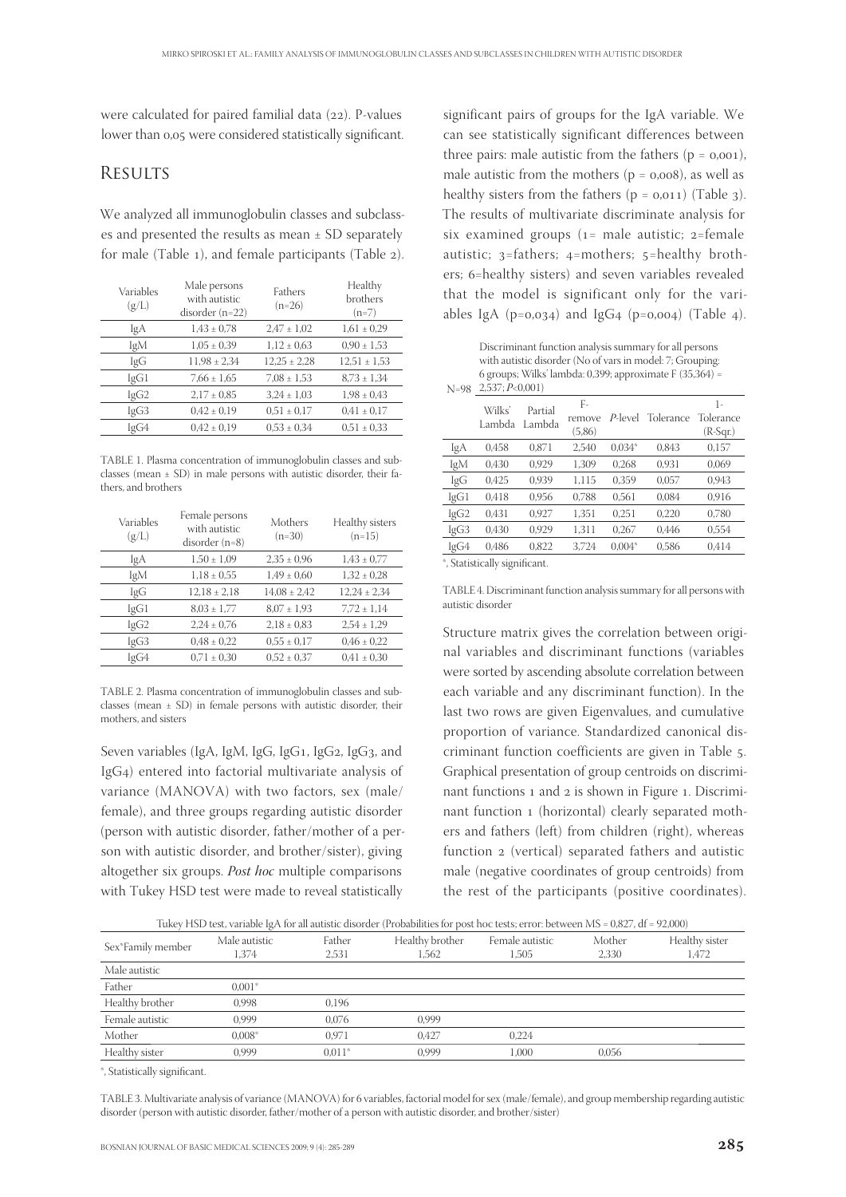were calculated for paired familial data (22). P-values lower than 0,05 were considered statistically significant.

## Results

We analyzed all immunoglobulin classes and subclasses and presented the results as mean ± SD separately for male (Table 1), and female participants (Table 2).

| Variables (g/L) | Male persons with autistic disorder (n=22) | Fathers (n=26) | Healthy brothers (n=7) |
|---|---|---|---|
| IgA | 1,43 ± 0,78 | 2,47 ± 1,02 | 1,61 ± 0,29 |
| IgM | 1,05 ± 0,39 | 1,12 ± 0,63 | 0,90 ± 1,53 |
| IgG | 11,98 ± 2,34 | 12,25 ± 2,28 | 12,51 ± 1,53 |
| IgG1 | 7,66 ± 1,65 | 7,08 ± 1,53 | 8,73 ± 1,34 |
| IgG2 | 2,17 ± 0,85 | 3,24 ± 1,03 | 1,98 ± 0,43 |
| IgG3 | 0,42 ± 0,19 | 0,51 ± 0,17 | 0,41 ± 0,17 |
| IgG4 | 0,42 ± 0,19 | 0,53 ± 0,34 | 0,51 ± 0,33 |

TABLE 1. Plasma concentration of immunoglobulin classes and subclasses (mean ± SD) in male persons with autistic disorder, their fathers, and brothers

| Variables (g/L) | Female persons with autistic disorder (n=8) | Mothers (n=30) | Healthy sisters (n=15) |
|---|---|---|---|
| IgA | 1,50 ± 1,09 | 2,35 ± 0,96 | 1,43 ± 0,77 |
| IgM | 1,18 ± 0,55 | 1,49 ± 0,60 | 1,32 ± 0,28 |
| IgG | 12,18 ± 2,18 | 14,08 ± 2,42 | 12,24 ± 2,34 |
| IgG1 | 8,03 ± 1,77 | 8,07 ± 1,93 | 7,72 ± 1,14 |
| IgG2 | 2,24 ± 0,76 | 2,18 ± 0,83 | 2,54 ± 1,29 |
| IgG3 | 0,48 ± 0,22 | 0,55 ± 0,17 | 0,46 ± 0,22 |
| IgG4 | 0,71 ± 0,30 | 0,52 ± 0,37 | 0,41 ± 0,30 |

TABLE 2. Plasma concentration of immunoglobulin classes and subclasses (mean ± SD) in female persons with autistic disorder, their mothers, and sisters

Seven variables (IgA, IgM, IgG, IgG1, IgG2, IgG3, and IgG4) entered into factorial multivariate analysis of variance (MANOVA) with two factors, sex (male/female), and three groups regarding autistic disorder (person with autistic disorder, father/mother of a person with autistic disorder, and brother/sister), giving altogether six groups. *Post hoc* multiple comparisons with Tukey HSD test were made to reveal statistically significant pairs of groups for the IgA variable. We can see statistically significant differences between three pairs: male autistic from the fathers (p = 0,001), male autistic from the mothers (p = 0,008), as well as healthy sisters from the fathers (p = 0,011) (Table 3). The results of multivariate discriminate analysis for six examined groups (1= male autistic; 2=female autistic; 3=fathers; 4=mothers; 5=healthy brothers; 6=healthy sisters) and seven variables revealed that the model is significant only for the variables IgA (p=0,034) and IgG4 (p=0,004) (Table 4).

Discriminant function analysis summary for all persons with autistic disorder (No of vars in model: 7; Grouping: 6 groups; Wilks' lambda: 0,399; approximate F (35,364) = 2,537; *P*<0,001)

| N=98 | Wilks' Lambda | Partial Lambda | F-remove (5,86) | *P*-level | Tolerance | 1-Tolerance (R-Sqr.) |
|---|---|---|---|---|---|---|
| IgA | 0,458 | 0,871 | 2,540 | 0,034* | 0,843 | 0,157 |
| IgM | 0,430 | 0,929 | 1,309 | 0,268 | 0,931 | 0,069 |
| IgG | 0,425 | 0,939 | 1,115 | 0,359 | 0,057 | 0,943 |
| IgG1 | 0,418 | 0,956 | 0,788 | 0,561 | 0,084 | 0,916 |
| IgG2 | 0,431 | 0,927 | 1,351 | 0,251 | 0,220 | 0,780 |
| IgG3 | 0,430 | 0,929 | 1,311 | 0,267 | 0,446 | 0,554 |
| IgG4 | 0,486 | 0,822 | 3,724 | 0,004* | 0,586 | 0,414 |

*, Statistically significant.

TABLE 4. Discriminant function analysis summary for all persons with autistic disorder

Structure matrix gives the correlation between original variables and discriminant functions (variables were sorted by ascending absolute correlation between each variable and any discriminant function). In the last two rows are given Eigenvalues, and cumulative proportion of variance. Standardized canonical discriminant function coefficients are given in Table 5. Graphical presentation of group centroids on discriminant functions 1 and 2 is shown in Figure 1. Discriminant function 1 (horizontal) clearly separated mothers and fathers (left) from children (right), whereas function 2 (vertical) separated fathers and autistic male (negative coordinates of group centroids) from the rest of the participants (positive coordinates).

Tukey HSD test, variable IgA for all autistic disorder (Probabilities for post hoc tests; error: between MS = 0,827, df = 92,000)

| Sex*Family member | Male autistic 1,374 | Father 2,531 | Healthy brother 1,562 | Female autistic 1,505 | Mother 2,330 | Healthy sister 1,472 |
|---|---|---|---|---|---|---|
| Male autistic | | | | | | |
| Father | 0,001* | | | | | |
| Healthy brother | 0,998 | 0,196 | | | | |
| Female autistic | 0,999 | 0,076 | 0,999 | | | |
| Mother | 0,008* | 0,971 | 0,427 | 0,224 | | |
| Healthy sister | 0,999 | 0,011* | 0,999 | 1,000 | 0,056 | |

*, Statistically significant.

TABLE 3. Multivariate analysis of variance (MANOVA) for 6 variables, factorial model for sex (male/female), and group membership regarding autistic disorder (person with autistic disorder, father/mother of a person with autistic disorder, and brother/sister)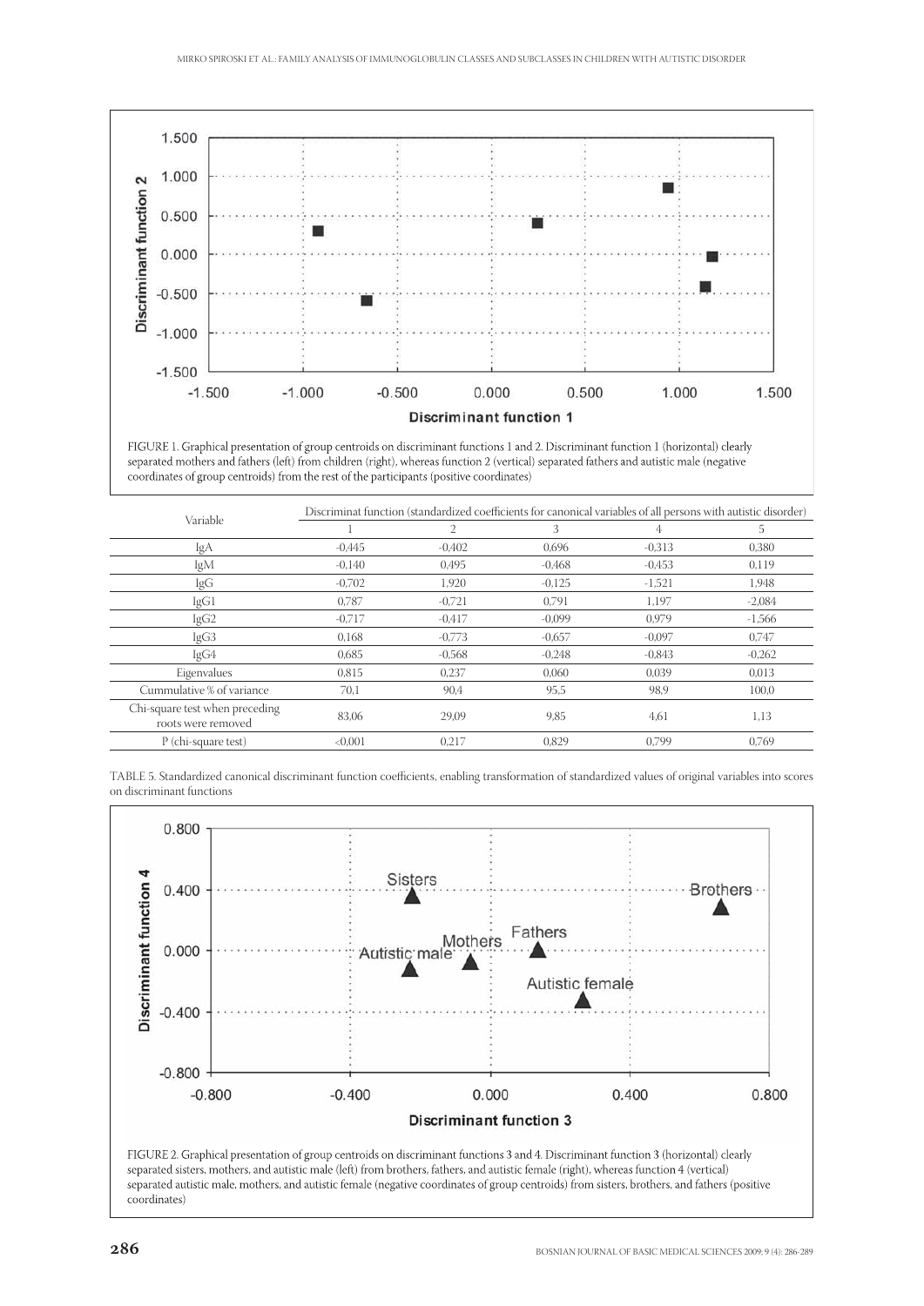FIGURE 1. Graphical presentation of group centroids on discriminant functions 1 and 2. Discriminant function 1 (horizontal) clearly separated mothers and fathers (left) from children (right), whereas function 2 (vertical) separated fathers and autistic male (negative coordinates of group centroids) from the rest of the participants (positive coordinates)

| Variable | Discriminat function (standardized coefficients for canonical variables of all persons with autistic disorder) | | | | |
|---|---|---|---|---|---|
| | 1 | 2 | 3 | 4 | 5 |
| IgA | -0,445 | -0,402 | 0,696 | -0,313 | 0,380 |
| IgM | -0,140 | 0,495 | -0,468 | -0,453 | 0,119 |
| IgG | -0,702 | 1,920 | -0,125 | -1,521 | 1,948 |
| IgG1 | 0,787 | -0,721 | 0,791 | 1,197 | -2,084 |
| IgG2 | -0,717 | -0,417 | -0,099 | 0,979 | -1,566 |
| IgG3 | 0,168 | -0,773 | -0,657 | -0,097 | 0,747 |
| IgG4 | 0,685 | -0,568 | -0,248 | -0,843 | -0,262 |
| Eigenvalues | 0,815 | 0,237 | 0,060 | 0,039 | 0,013 |
| Cummulative % of variance | 70,1 | 90,4 | 95,5 | 98,9 | 100,0 |
| Chi-square test when preceding roots were removed | 83,06 | 29,09 | 9,85 | 4,61 | 1,13 |
| P (chi-square test) | <0,001 | 0,217 | 0,829 | 0,799 | 0,769 |

TABLE 5. Standardized canonical discriminant function coefficients, enabling transformation of standardized values of original variables into scores on discriminant functions

FIGURE 2. Graphical presentation of group centroids on discriminant functions 3 and 4. Discriminant function 3 (horizontal) clearly separated sisters, mothers, and autistic male (left) from brothers, fathers, and autistic female (right), whereas function 4 (vertical) separated autistic male, mothers, and autistic female (negative coordinates of group centroids) from sisters, brothers, and fathers (positive coordinates)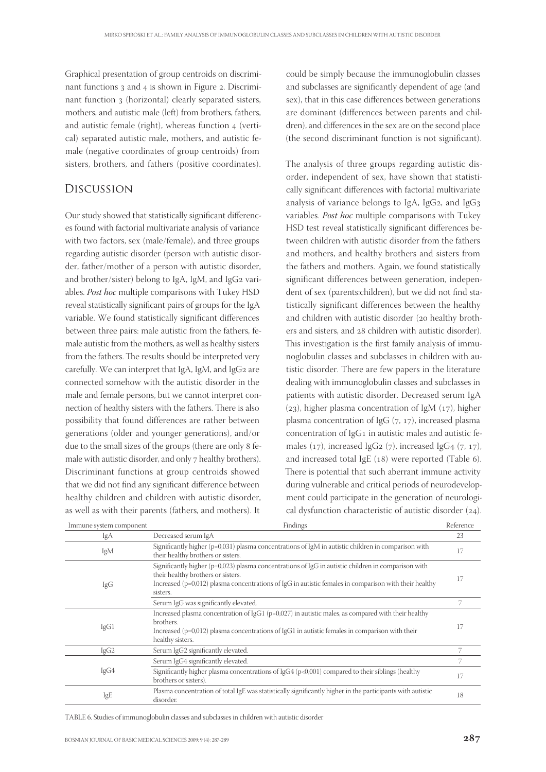Graphical presentation of group centroids on discriminant functions 3 and 4 is shown in Figure 2. Discriminant function 3 (horizontal) clearly separated sisters, mothers, and autistic male (left) from brothers, fathers, and autistic female (right), whereas function 4 (vertical) separated autistic male, mothers, and autistic female (negative coordinates of group centroids) from sisters, brothers, and fathers (positive coordinates).

## Discussion

Our study showed that statistically significant differences found with factorial multivariate analysis of variance with two factors, sex (male/female), and three groups regarding autistic disorder (person with autistic disorder, father/mother of a person with autistic disorder, and brother/sister) belong to IgA, IgM, and IgG2 variables. *Post hoc* multiple comparisons with Tukey HSD reveal statistically significant pairs of groups for the IgA variable. We found statistically significant differences between three pairs: male autistic from the fathers, female autistic from the mothers, as well as healthy sisters from the fathers. The results should be interpreted very carefully. We can interpret that IgA, IgM, and IgG2 are connected somehow with the autistic disorder in the male and female persons, but we cannot interpret connection of healthy sisters with the fathers. There is also possibility that found differences are rather between generations (older and younger generations), and/or due to the small sizes of the groups (there are only 8 female with autistic disorder, and only 7 healthy brothers). Discriminant functions at group centroids showed that we did not find any significant difference between healthy children and children with autistic disorder, as well as with their parents (fathers, and mothers). It could be simply because the immunoglobulin classes and subclasses are significantly dependent of age (and sex), that in this case differences between generations are dominant (differences between parents and children), and differences in the sex are on the second place (the second discriminant function is not significant).

The analysis of three groups regarding autistic disorder, independent of sex, have shown that statistically significant differences with factorial multivariate analysis of variance belongs to IgA, IgG2, and IgG3 variables. *Post hoc* multiple comparisons with Tukey HSD test reveal statistically significant differences between children with autistic disorder from the fathers and mothers, and healthy brothers and sisters from the fathers and mothers. Again, we found statistically significant differences between generation, independent of sex (parents:children), but we did not find statistically significant differences between the healthy and children with autistic disorder (20 healthy brothers and sisters, and 28 children with autistic disorder). This investigation is the first family analysis of immunoglobulin classes and subclasses in children with autistic disorder. There are few papers in the literature dealing with immunoglobulin classes and subclasses in patients with autistic disorder. Decreased serum IgA (23), higher plasma concentration of IgM (17), higher plasma concentration of IgG (7, 17), increased plasma concentration of IgG1 in autistic males and autistic females (17), increased IgG2 (7), increased IgG4 (7, 17), and increased total IgE (18) were reported (Table 6). There is potential that such aberrant immune activity during vulnerable and critical periods of neurodevelopment could participate in the generation of neurological dysfunction characteristic of autistic disorder (24).

| Immune system component | Findings | Reference |
|---|---|---|
| IgA | Decreased serum IgA | 23 |
| IgM | Significantly higher (p=0,031) plasma concentrations of IgM in autistic children in comparison with their healthy brothers or sisters. | 17 |
| IgG | Significantly higher (p=0,023) plasma concentrations of IgG in autistic children in comparison with their healthy brothers or sisters. Increased (p=0,012) plasma concentrations of IgG in autistic females in comparison with their healthy sisters. | 17 |
| | Serum IgG was significantly elevated. | 7 |
| IgG1 | Increased plasma concentration of IgG1 (p=0,027) in autistic males, as compared with their healthy brothers. Increased (p=0,012) plasma concentrations of IgG1 in autistic females in comparison with their healthy sisters. | 17 |
| IgG2 | Serum IgG2 significantly elevated. | 7 |
| IgG4 | Serum IgG4 significantly elevated. | 7 |
| | Significantly higher plasma concentrations of IgG4 (p<0,001) compared to their siblings (healthy brothers or sisters). | 17 |
| IgE | Plasma concentration of total IgE was statistically significantly higher in the participants with autistic disorder. | 18 |

TABLE 6. Studies of immunoglobulin classes and subclasses in children with autistic disorder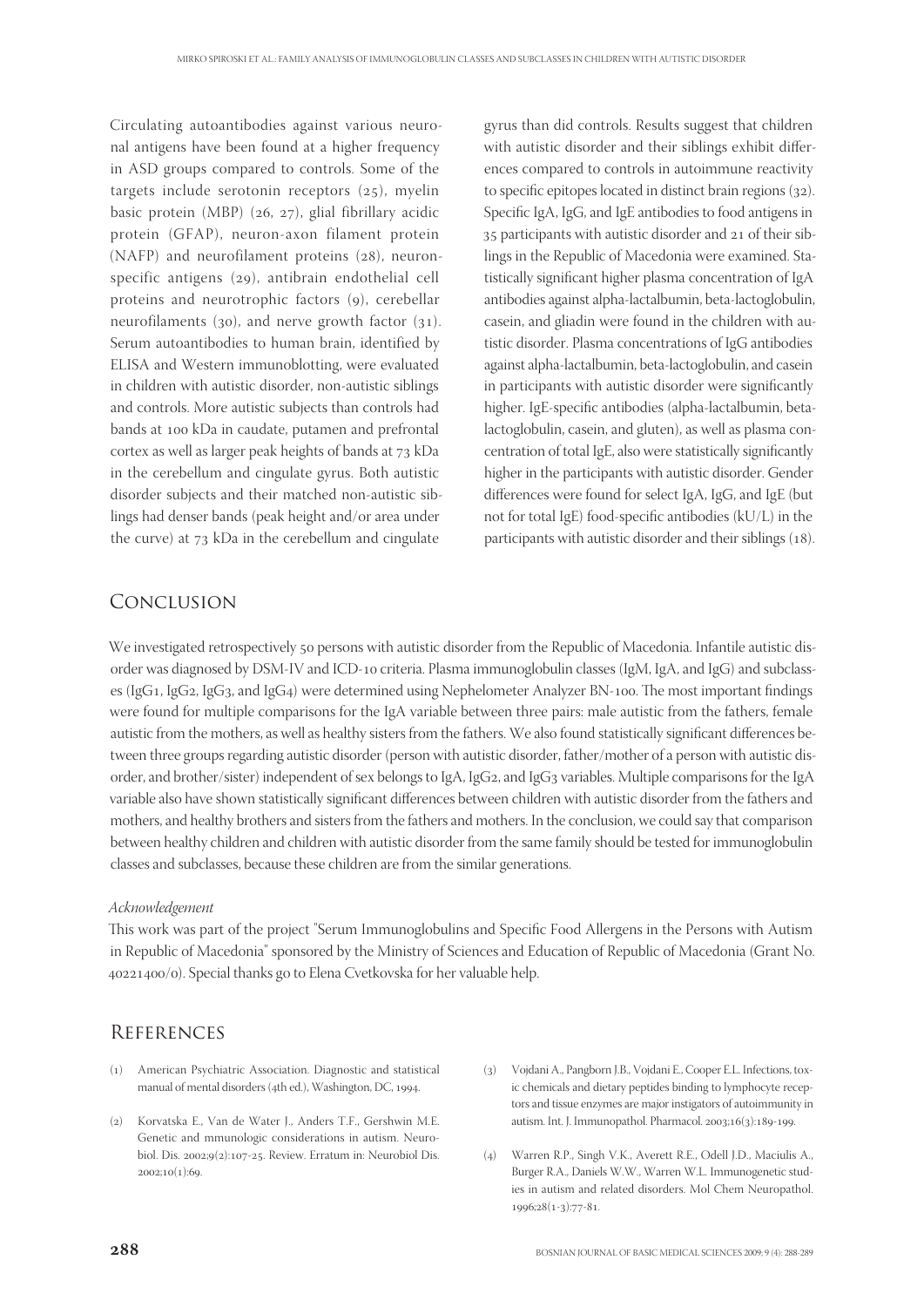Circulating autoantibodies against various neuronal antigens have been found at a higher frequency in ASD groups compared to controls. Some of the targets include serotonin receptors (25), myelin basic protein (MBP) (26, 27), glial fibrillary acidic protein (GFAP), neuron-axon filament protein (NAFP) and neurofilament proteins (28), neuron-specific antigens (29), antibrain endothelial cell proteins and neurotrophic factors (9), cerebellar neurofilaments (30), and nerve growth factor (31). Serum autoantibodies to human brain, identified by ELISA and Western immunoblotting, were evaluated in children with autistic disorder, non-autistic siblings and controls. More autistic subjects than controls had bands at 100 kDa in caudate, putamen and prefrontal cortex as well as larger peak heights of bands at 73 kDa in the cerebellum and cingulate gyrus. Both autistic disorder subjects and their matched non-autistic siblings had denser bands (peak height and/or area under the curve) at 73 kDa in the cerebellum and cingulate gyrus than did controls. Results suggest that children with autistic disorder and their siblings exhibit differences compared to controls in autoimmune reactivity to specific epitopes located in distinct brain regions (32). Specific IgA, IgG, and IgE antibodies to food antigens in 35 participants with autistic disorder and 21 of their siblings in the Republic of Macedonia were examined. Statistically significant higher plasma concentration of IgA antibodies against alpha-lactalbumin, beta-lactoglobulin, casein, and gliadin were found in the children with autistic disorder. Plasma concentrations of IgG antibodies against alpha-lactalbumin, beta-lactoglobulin, and casein in participants with autistic disorder were significantly higher. IgE-specific antibodies (alpha-lactalbumin, beta-lactoglobulin, casein, and gluten), as well as plasma concentration of total IgE, also were statistically significantly higher in the participants with autistic disorder. Gender differences were found for select IgA, IgG, and IgE (but not for total IgE) food-specific antibodies (kU/L) in the participants with autistic disorder and their siblings (18).

## Conclusion

We investigated retrospectively 50 persons with autistic disorder from the Republic of Macedonia. Infantile autistic disorder was diagnosed by DSM-IV and ICD-10 criteria. Plasma immunoglobulin classes (IgM, IgA, and IgG) and subclasses (IgG1, IgG2, IgG3, and IgG4) were determined using Nephelometer Analyzer BN-100. The most important findings were found for multiple comparisons for the IgA variable between three pairs: male autistic from the fathers, female autistic from the mothers, as well as healthy sisters from the fathers. We also found statistically significant differences between three groups regarding autistic disorder (person with autistic disorder, father/mother of a person with autistic disorder, and brother/sister) independent of sex belongs to IgA, IgG2, and IgG3 variables. Multiple comparisons for the IgA variable also have shown statistically significant differences between children with autistic disorder from the fathers and mothers, and healthy brothers and sisters from the fathers and mothers. In the conclusion, we could say that comparison between healthy children and children with autistic disorder from the same family should be tested for immunoglobulin classes and subclasses, because these children are from the similar generations.

*Acknowledgement*

This work was part of the project "Serum Immunoglobulins and Specific Food Allergens in the Persons with Autism in Republic of Macedonia" sponsored by the Ministry of Sciences and Education of Republic of Macedonia (Grant No. 40221400/0). Special thanks go to Elena Cvetkovska for her valuable help.

## References

(1) American Psychiatric Association. Diagnostic and statistical manual of mental disorders (4th ed.), Washington, DC, 1994.

(2) Korvatska E., Van de Water J., Anders T.F., Gershwin M.E. Genetic and mmunologic considerations in autism. Neurobiol. Dis. 2002;9(2):107-25. Review. Erratum in: Neurobiol Dis. 2002;10(1):69.

(3) Vojdani A., Pangborn J.B., Vojdani E., Cooper E.L. Infections, toxic chemicals and dietary peptides binding to lymphocyte receptors and tissue enzymes are major instigators of autoimmunity in autism. Int. J. Immunopathol. Pharmacol. 2003;16(3):189-199.

(4) Warren R.P., Singh V.K., Averett R.E., Odell J.D., Maciulis A., Burger R.A., Daniels W.W., Warren W.L. Immunogenetic studies in autism and related disorders. Mol Chem Neuropathol. 1996;28(1-3):77-81.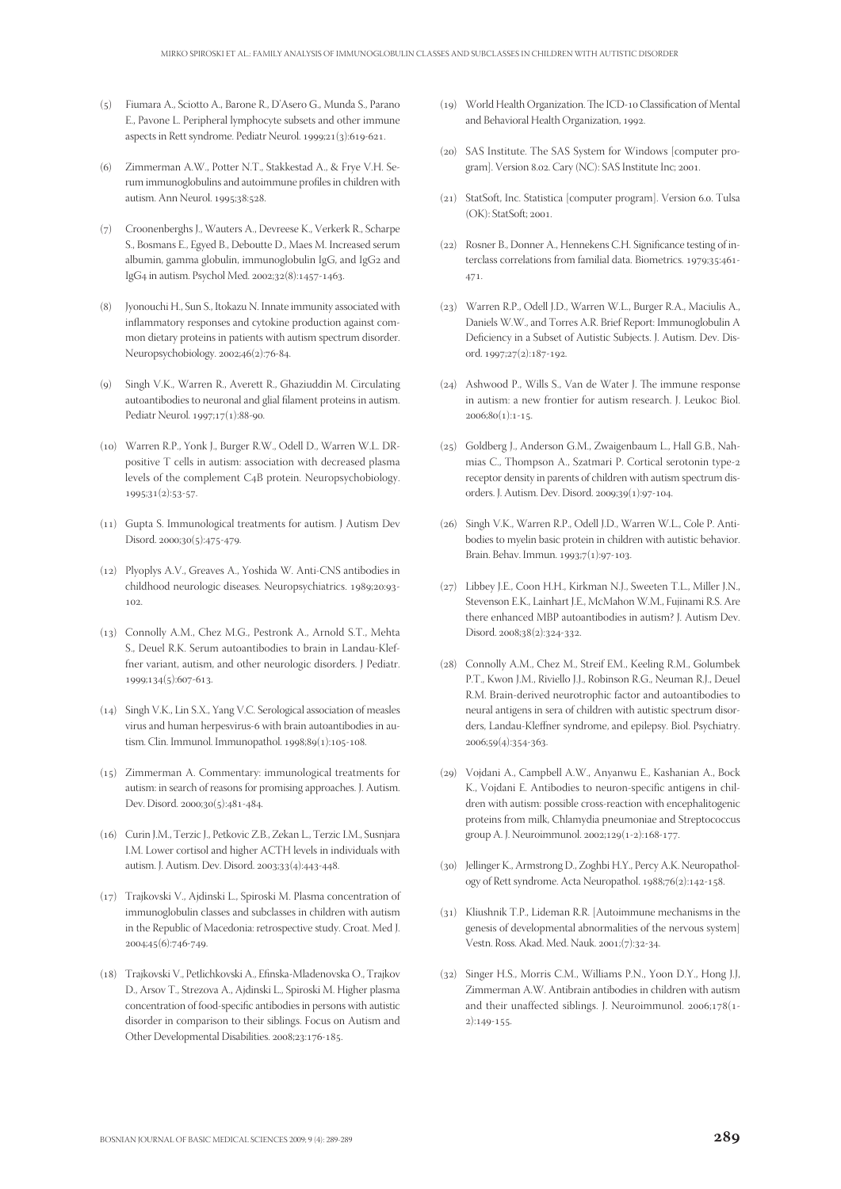(5) Fiumara A., Sciotto A., Barone R., D'Asero G., Munda S., Parano E., Pavone L. Peripheral lymphocyte subsets and other immune aspects in Rett syndrome. Pediatr Neurol. 1999;21(3):619-621.

(6) Zimmerman A.W., Potter N.T., Stakkestad A., & Frye V.H. Serum immunoglobulins and autoimmune profiles in children with autism. Ann Neurol. 1995;38:528.

(7) Croonenberghs J., Wauters A., Devreese K., Verkerk R., Scharpe S., Bosmans E., Egyed B., Deboutte D., Maes M. Increased serum albumin, gamma globulin, immunoglobulin IgG, and IgG2 and IgG4 in autism. Psychol Med. 2002;32(8):1457-1463.

(8) Jyonouchi H., Sun S., Itokazu N. Innate immunity associated with inflammatory responses and cytokine production against common dietary proteins in patients with autism spectrum disorder. Neuropsychobiology. 2002;46(2):76-84.

(9) Singh V.K., Warren R., Averett R., Ghaziuddin M. Circulating autoantibodies to neuronal and glial filament proteins in autism. Pediatr Neurol. 1997;17(1):88-90.

(10) Warren R.P., Yonk J., Burger R.W., Odell D., Warren W.L. DR-positive T cells in autism: association with decreased plasma levels of the complement C4B protein. Neuropsychobiology. 1995;31(2):53-57.

(11) Gupta S. Immunological treatments for autism. J Autism Dev Disord. 2000;30(5):475-479.

(12) Plyoplys A.V., Greaves A., Yoshida W. Anti-CNS antibodies in childhood neurologic diseases. Neuropsychiatrics. 1989;20:93-102.

(13) Connolly A.M., Chez M.G., Pestronk A., Arnold S.T., Mehta S., Deuel R.K. Serum autoantibodies to brain in Landau-Kleffner variant, autism, and other neurologic disorders. J Pediatr. 1999;134(5):607-613.

(14) Singh V.K., Lin S.X., Yang V.C. Serological association of measles virus and human herpesvirus-6 with brain autoantibodies in autism. Clin. Immunol. Immunopathol. 1998;89(1):105-108.

(15) Zimmerman A. Commentary: immunological treatments for autism: in search of reasons for promising approaches. J. Autism. Dev. Disord. 2000;30(5):481-484.

(16) Curin J.M., Terzic J., Petkovic Z.B., Zekan L., Terzic I.M., Susnjara I.M. Lower cortisol and higher ACTH levels in individuals with autism. J. Autism. Dev. Disord. 2003;33(4):443-448.

(17) Trajkovski V., Ajdinski L., Spiroski M. Plasma concentration of immunoglobulin classes and subclasses in children with autism in the Republic of Macedonia: retrospective study. Croat. Med J. 2004;45(6):746-749.

(18) Trajkovski V., Petlichkovski A., Efinska-Mladenovska O., Trajkov D., Arsov T., Strezova A., Ajdinski L., Spiroski M. Higher plasma concentration of food-specific antibodies in persons with autistic disorder in comparison to their siblings. Focus on Autism and Other Developmental Disabilities. 2008;23:176-185.

(19) World Health Organization. The ICD-10 Classification of Mental and Behavioral Health Organization, 1992.

(20) SAS Institute. The SAS System for Windows [computer program]. Version 8.02. Cary (NC): SAS Institute Inc; 2001.

(21) StatSoft, Inc. Statistica [computer program]. Version 6.0. Tulsa (OK): StatSoft; 2001.

(22) Rosner B., Donner A., Hennekens C.H. Significance testing of interclass correlations from familial data. Biometrics. 1979;35:461-471.

(23) Warren R.P., Odell J.D., Warren W.L., Burger R.A., Maciulis A., Daniels W.W., and Torres A.R. Brief Report: Immunoglobulin A Deficiency in a Subset of Autistic Subjects. J. Autism. Dev. Disord. 1997;27(2):187-192.

(24) Ashwood P., Wills S., Van de Water J. The immune response in autism: a new frontier for autism research. J. Leukoc Biol. 2006;80(1):1-15.

(25) Goldberg J., Anderson G.M., Zwaigenbaum L., Hall G.B., Nahmias C., Thompson A., Szatmari P. Cortical serotonin type-2 receptor density in parents of children with autism spectrum disorders. J. Autism. Dev. Disord. 2009;39(1):97-104.

(26) Singh V.K., Warren R.P., Odell J.D., Warren W.L., Cole P. Antibodies to myelin basic protein in children with autistic behavior. Brain. Behav. Immun. 1993;7(1):97-103.

(27) Libbey J.E., Coon H.H., Kirkman N.J., Sweeten T.L., Miller J.N., Stevenson E.K., Lainhart J.E., McMahon W.M., Fujinami R.S. Are there enhanced MBP autoantibodies in autism? J. Autism Dev. Disord. 2008;38(2):324-332.

(28) Connolly A.M., Chez M., Streif EM., Keeling R.M., Golumbek P.T., Kwon J.M., Riviello J.J., Robinson R.G., Neuman R.J., Deuel R.M. Brain-derived neurotrophic factor and autoantibodies to neural antigens in sera of children with autistic spectrum disorders, Landau-Kleffner syndrome, and epilepsy. Biol. Psychiatry. 2006;59(4):354-363.

(29) Vojdani A., Campbell A.W., Anyanwu E., Kashanian A., Bock K., Vojdani E. Antibodies to neuron-specific antigens in children with autism: possible cross-reaction with encephalitogenic proteins from milk, Chlamydia pneumoniae and Streptococcus group A. J. Neuroimmunol. 2002;129(1-2):168-177.

(30) Jellinger K., Armstrong D., Zoghbi H.Y., Percy A.K. Neuropathology of Rett syndrome. Acta Neuropathol. 1988;76(2):142-158.

(31) Kliushnik T.P., Lideman R.R. [Autoimmune mechanisms in the genesis of developmental abnormalities of the nervous system] Vestn. Ross. Akad. Med. Nauk. 2001;(7):32-34.

(32) Singer H.S., Morris C.M., Williams P.N., Yoon D.Y., Hong J.J, Zimmerman A.W. Antibrain antibodies in children with autism and their unaffected siblings. J. Neuroimmunol. 2006;178(1-2):149-155.